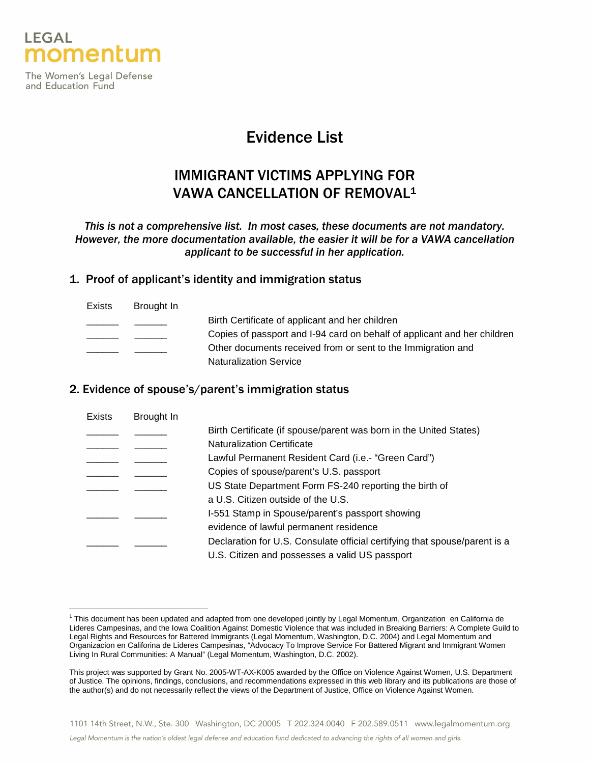LEGAL
momentum

The Women's Legal Defense and Education Fund

# Evidence List

## IMMIGRANT VICTIMS APPLYING FOR VAWA CANCELLATION OF REMOVAL[1]

*This is not a comprehensive list. In most cases, these documents are not mandatory. However, the more documentation available, the easier it will be for a VAWA cancellation applicant to be successful in her application.*

### 1. Proof of applicant's identity and immigration status

| Exists | Brought In | |
|---|---|---|
| ______ | ______ | Birth Certificate of applicant and her children |
| ______ | ______ | Copies of passport and I-94 card on behalf of applicant and her children |
| ______ | ______ | Other documents received from or sent to the Immigration and Naturalization Service |

### 2. Evidence of spouse's/parent's immigration status

| Exists | Brought In | |
|---|---|---|
| ______ | ______ | Birth Certificate (if spouse/parent was born in the United States) |
| ______ | ______ | Naturalization Certificate |
| ______ | ______ | Lawful Permanent Resident Card (i.e.- "Green Card") |
| ______ | ______ | Copies of spouse/parent's U.S. passport |
| ______ | ______ | US State Department Form FS-240 reporting the birth of a U.S. Citizen outside of the U.S. |
| ______ | ______ | I-551 Stamp in Spouse/parent's passport showing evidence of lawful permanent residence |
| ______ | ______ | Declaration for U.S. Consulate official certifying that spouse/parent is a U.S. Citizen and possesses a valid US passport |

---

[1] This document has been updated and adapted from one developed jointly by Legal Momentum, Organization en California de Lideres Campesinas, and the Iowa Coalition Against Domestic Violence that was included in Breaking Barriers: A Complete Guild to Legal Rights and Resources for Battered Immigrants (Legal Momentum, Washington, D.C. 2004) and Legal Momentum and Organizacion en Califorina de Lideres Campesinas, "Advocacy To Improve Service For Battered Migrant and Immigrant Women Living In Rural Communities: A Manual" (Legal Momentum, Washington, D.C. 2002).

This project was supported by Grant No. 2005-WT-AX-K005 awarded by the Office on Violence Against Women, U.S. Department of Justice. The opinions, findings, conclusions, and recommendations expressed in this web library and its publications are those of the author(s) and do not necessarily reflect the views of the Department of Justice, Office on Violence Against Women.

1101 14th Street, N.W., Ste. 300 Washington, DC 20005 T 202.324.0040 F 202.589.0511 www.legalmomentum.org

*Legal Momentum is the nation's oldest legal defense and education fund dedicated to advancing the rights of all women and girls.*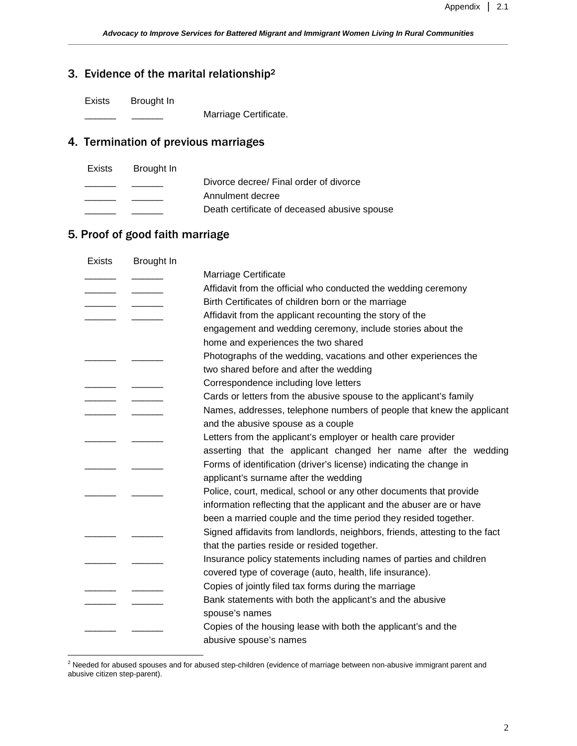## 3. Evidence of the marital relationship[2]

| Exists | Brought In | |
|---|---|---|
| ______ | ______ | Marriage Certificate. |

## 4. Termination of previous marriages

| Exists | Brought In | |
|---|---|---|
| ______ | ______ | Divorce decree/ Final order of divorce |
| ______ | ______ | Annulment decree |
| ______ | ______ | Death certificate of deceased abusive spouse |

## 5. Proof of good faith marriage

| Exists | Brought In | |
|---|---|---|
| ______ | ______ | Marriage Certificate |
| ______ | ______ | Affidavit from the official who conducted the wedding ceremony |
| ______ | ______ | Birth Certificates of children born or the marriage |
| ______ | ______ | Affidavit from the applicant recounting the story of the engagement and wedding ceremony, include stories about the home and experiences the two shared |
| ______ | ______ | Photographs of the wedding, vacations and other experiences the two shared before and after the wedding |
| ______ | ______ | Correspondence including love letters |
| ______ | ______ | Cards or letters from the abusive spouse to the applicant's family |
| ______ | ______ | Names, addresses, telephone numbers of people that knew the applicant and the abusive spouse as a couple |
| ______ | ______ | Letters from the applicant's employer or health care provider asserting that the applicant changed her name after the wedding |
| ______ | ______ | Forms of identification (driver's license) indicating the change in applicant's surname after the wedding |
| ______ | ______ | Police, court, medical, school or any other documents that provide information reflecting that the applicant and the abuser are or have been a married couple and the time period they resided together. |
| ______ | ______ | Signed affidavits from landlords, neighbors, friends, attesting to the fact that the parties reside or resided together. |
| ______ | ______ | Insurance policy statements including names of parties and children covered type of coverage (auto, health, life insurance). |
| ______ | ______ | Copies of jointly filed tax forms during the marriage |
| ______ | ______ | Bank statements with both the applicant's and the abusive spouse's names |
| ______ | ______ | Copies of the housing lease with both the applicant's and the abusive spouse's names |

[2] Needed for abused spouses and for abused step-children (evidence of marriage between non-abusive immigrant parent and abusive citizen step-parent).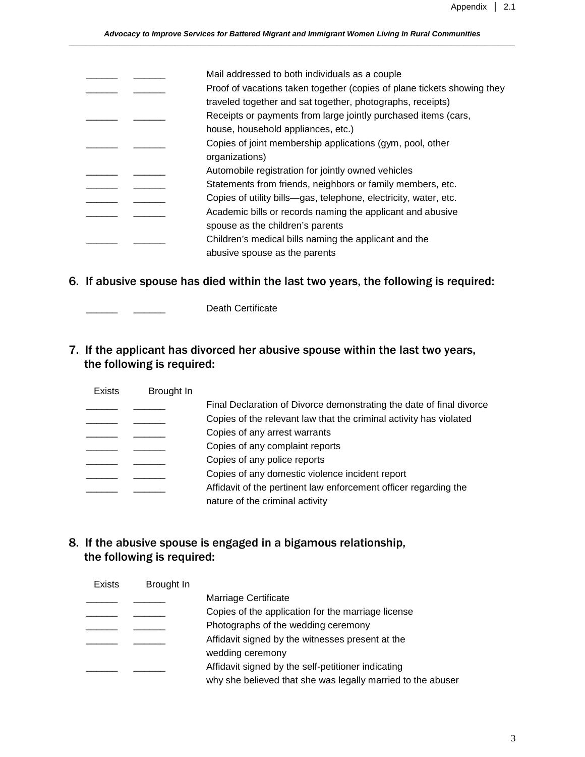| Exists | Brought In | |
|---|---|---|
| ______ | ______ | Mail addressed to both individuals as a couple |
| ______ | ______ | Proof of vacations taken together (copies of plane tickets showing they traveled together and sat together, photographs, receipts) |
| ______ | ______ | Receipts or payments from large jointly purchased items (cars, house, household appliances, etc.) |
| ______ | ______ | Copies of joint membership applications (gym, pool, other organizations) |
| ______ | ______ | Automobile registration for jointly owned vehicles |
| ______ | ______ | Statements from friends, neighbors or family members, etc. |
| ______ | ______ | Copies of utility bills—gas, telephone, electricity, water, etc. |
| ______ | ______ | Academic bills or records naming the applicant and abusive spouse as the children's parents |
| ______ | ______ | Children's medical bills naming the applicant and the abusive spouse as the parents |

## 6. If abusive spouse has died within the last two years, the following is required:

| Exists | Brought In | |
|---|---|---|
| ______ | ______ | Death Certificate |

## 7. If the applicant has divorced her abusive spouse within the last two years, the following is required:

| Exists | Brought In | |
|---|---|---|
| ______ | ______ | Final Declaration of Divorce demonstrating the date of final divorce |
| ______ | ______ | Copies of the relevant law that the criminal activity has violated |
| ______ | ______ | Copies of any arrest warrants |
| ______ | ______ | Copies of any complaint reports |
| ______ | ______ | Copies of any police reports |
| ______ | ______ | Copies of any domestic violence incident report |
| ______ | ______ | Affidavit of the pertinent law enforcement officer regarding the nature of the criminal activity |

## 8. If the abusive spouse is engaged in a bigamous relationship, the following is required:

| Exists | Brought In | |
|---|---|---|
| ______ | ______ | Marriage Certificate |
| ______ | ______ | Copies of the application for the marriage license |
| ______ | ______ | Photographs of the wedding ceremony |
| ______ | ______ | Affidavit signed by the witnesses present at the wedding ceremony |
| ______ | ______ | Affidavit signed by the self-petitioner indicating why she believed that she was legally married to the abuser |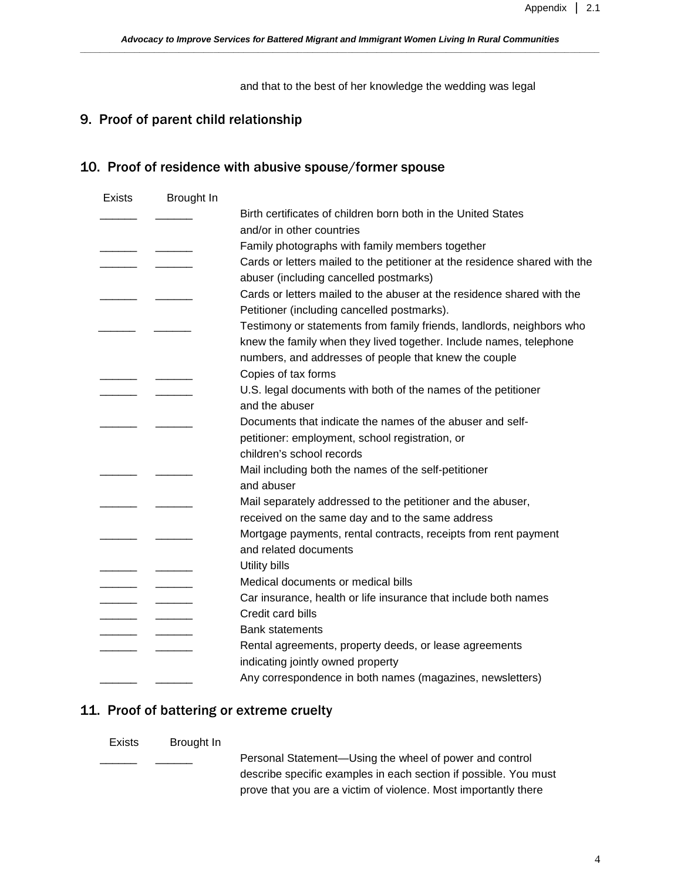and that to the best of her knowledge the wedding was legal

## 9. Proof of parent child relationship

## 10. Proof of residence with abusive spouse/former spouse

| Exists | Brought In | |
|---|---|---|
| ______ | ______ | Birth certificates of children born both in the United States and/or in other countries |
| ______ | ______ | Family photographs with family members together |
| ______ | ______ | Cards or letters mailed to the petitioner at the residence shared with the abuser (including cancelled postmarks) |
| ______ | ______ | Cards or letters mailed to the abuser at the residence shared with the Petitioner (including cancelled postmarks). |
| ______ | ______ | Testimony or statements from family friends, landlords, neighbors who knew the family when they lived together. Include names, telephone numbers, and addresses of people that knew the couple |
| ______ | ______ | Copies of tax forms |
| ______ | ______ | U.S. legal documents with both of the names of the petitioner and the abuser |
| ______ | ______ | Documents that indicate the names of the abuser and self-petitioner: employment, school registration, or children's school records |
| ______ | ______ | Mail including both the names of the self-petitioner and abuser |
| ______ | ______ | Mail separately addressed to the petitioner and the abuser, received on the same day and to the same address |
| ______ | ______ | Mortgage payments, rental contracts, receipts from rent payment and related documents |
| ______ | ______ | Utility bills |
| ______ | ______ | Medical documents or medical bills |
| ______ | ______ | Car insurance, health or life insurance that include both names |
| ______ | ______ | Credit card bills |
| ______ | ______ | Bank statements |
| ______ | ______ | Rental agreements, property deeds, or lease agreements indicating jointly owned property |
| ______ | ______ | Any correspondence in both names (magazines, newsletters) |

## 11. Proof of battering or extreme cruelty

| Exists | Brought In | |
|---|---|---|
| ______ | ______ | Personal Statement—Using the wheel of power and control describe specific examples in each section if possible. You must prove that you are a victim of violence. Most importantly there |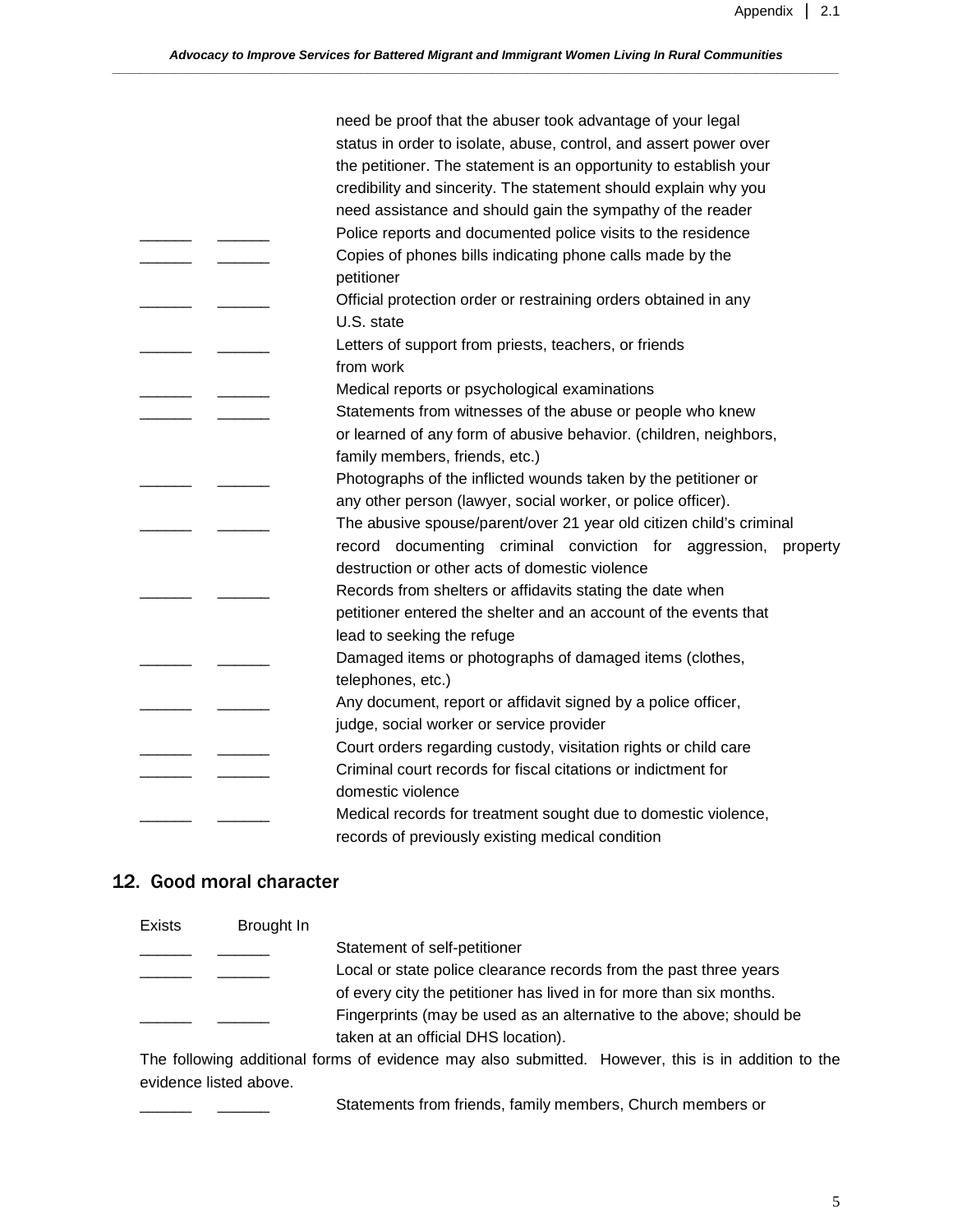need be proof that the abuser took advantage of your legal status in order to isolate, abuse, control, and assert power over the petitioner. The statement is an opportunity to establish your credibility and sincerity. The statement should explain why you need assistance and should gain the sympathy of the reader

| | | |
|---|---|---|
| ______ | ______ | Police reports and documented police visits to the residence |
| ______ | ______ | Copies of phones bills indicating phone calls made by the petitioner |
| ______ | ______ | Official protection order or restraining orders obtained in any U.S. state |
| ______ | ______ | Letters of support from priests, teachers, or friends from work |
| ______ | ______ | Medical reports or psychological examinations |
| ______ | ______ | Statements from witnesses of the abuse or people who knew or learned of any form of abusive behavior. (children, neighbors, family members, friends, etc.) |
| ______ | ______ | Photographs of the inflicted wounds taken by the petitioner or any other person (lawyer, social worker, or police officer). |
| ______ | ______ | The abusive spouse/parent/over 21 year old citizen child's criminal record documenting criminal conviction for aggression, property destruction or other acts of domestic violence |
| ______ | ______ | Records from shelters or affidavits stating the date when petitioner entered the shelter and an account of the events that lead to seeking the refuge |
| ______ | ______ | Damaged items or photographs of damaged items (clothes, telephones, etc.) |
| ______ | ______ | Any document, report or affidavit signed by a police officer, judge, social worker or service provider |
| ______ | ______ | Court orders regarding custody, visitation rights or child care |
| ______ | ______ | Criminal court records for fiscal citations or indictment for domestic violence |
| ______ | ______ | Medical records for treatment sought due to domestic violence, records of previously existing medical condition |

## 12. Good moral character

| Exists | Brought In | |
|---|---|---|
| ______ | ______ | Statement of self-petitioner |
| ______ | ______ | Local or state police clearance records from the past three years of every city the petitioner has lived in for more than six months. |
| ______ | ______ | Fingerprints (may be used as an alternative to the above; should be taken at an official DHS location). |

The following additional forms of evidence may also submitted. However, this is in addition to the evidence listed above.

| | | |
|---|---|---|
| ______ | ______ | Statements from friends, family members, Church members or |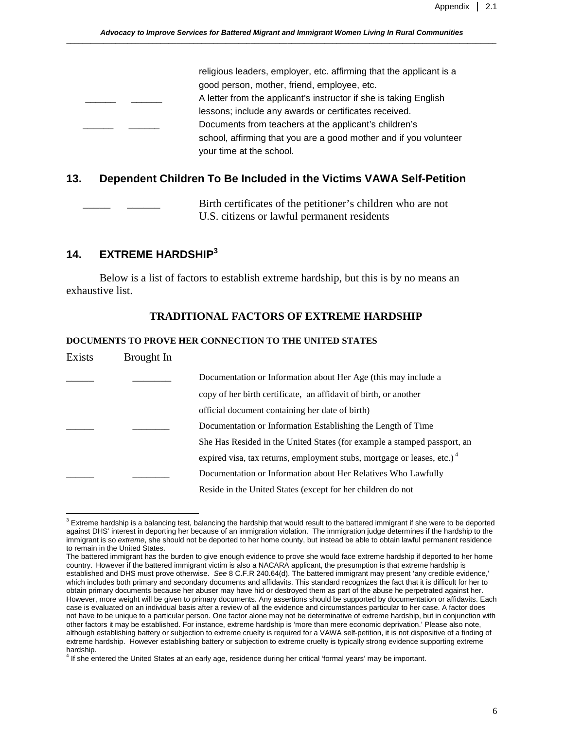______ ______ religious leaders, employer, etc. affirming that the applicant is a good person, mother, friend, employee, etc.

______ ______ A letter from the applicant's instructor if she is taking English lessons; include any awards or certificates received.

______ ______ Documents from teachers at the applicant's children's school, affirming that you are a good mother and if you volunteer your time at the school.

## 13. Dependent Children To Be Included in the Victims VAWA Self-Petition

_____ ______ Birth certificates of the petitioner's children who are not U.S. citizens or lawful permanent residents

## 14. EXTREME HARDSHIP[3]

Below is a list of factors to establish extreme hardship, but this is by no means an exhaustive list.

### TRADITIONAL FACTORS OF EXTREME HARDSHIP

**DOCUMENTS TO PROVE HER CONNECTION TO THE UNITED STATES**

| Exists | Brought In | |
|---|---|---|
| ______ | ________ | Documentation or Information about Her Age (this may include a copy of her birth certificate, an affidavit of birth, or another official document containing her date of birth) |
| ______ | ________ | Documentation or Information Establishing the Length of Time She Has Resided in the United States (for example a stamped passport, an expired visa, tax returns, employment stubs, mortgage or leases, etc.)[4] |
| ______ | ________ | Documentation or Information about Her Relatives Who Lawfully Reside in the United States (except for her children do not |

---

[3] Extreme hardship is a balancing test, balancing the hardship that would result to the battered immigrant if she were to be deported against DHS' interest in deporting her because of an immigration violation. The immigration judge determines if the hardship to the immigrant is so *extreme*, she should not be deported to her home county, but instead be able to obtain lawful permanent residence to remain in the United States.

The battered immigrant has the burden to give enough evidence to prove she would face extreme hardship if deported to her home country. However if the battered immigrant victim is also a NACARA applicant, the presumption is that extreme hardship is established and DHS must prove otherwise. *See* 8 C.F.R 240.64(d). The battered immigrant may present 'any credible evidence,' which includes both primary and secondary documents and affidavits. This standard recognizes the fact that it is difficult for her to obtain primary documents because her abuser may have hid or destroyed them as part of the abuse he perpetrated against her. However, more weight will be given to primary documents. Any assertions should be supported by documentation or affidavits. Each case is evaluated on an individual basis after a review of all the evidence and circumstances particular to her case. A factor does not have to be unique to a particular person. One factor alone may not be determinative of extreme hardship, but in conjunction with other factors it may be established. For instance, extreme hardship is 'more than mere economic deprivation.' Please also note, although establishing battery or subjection to extreme cruelty is required for a VAWA self-petition, it is not dispositive of a finding of extreme hardship. However establishing battery or subjection to extreme cruelty is typically strong evidence supporting extreme hardship.

[4] If she entered the United States at an early age, residence during her critical 'formal years' may be important.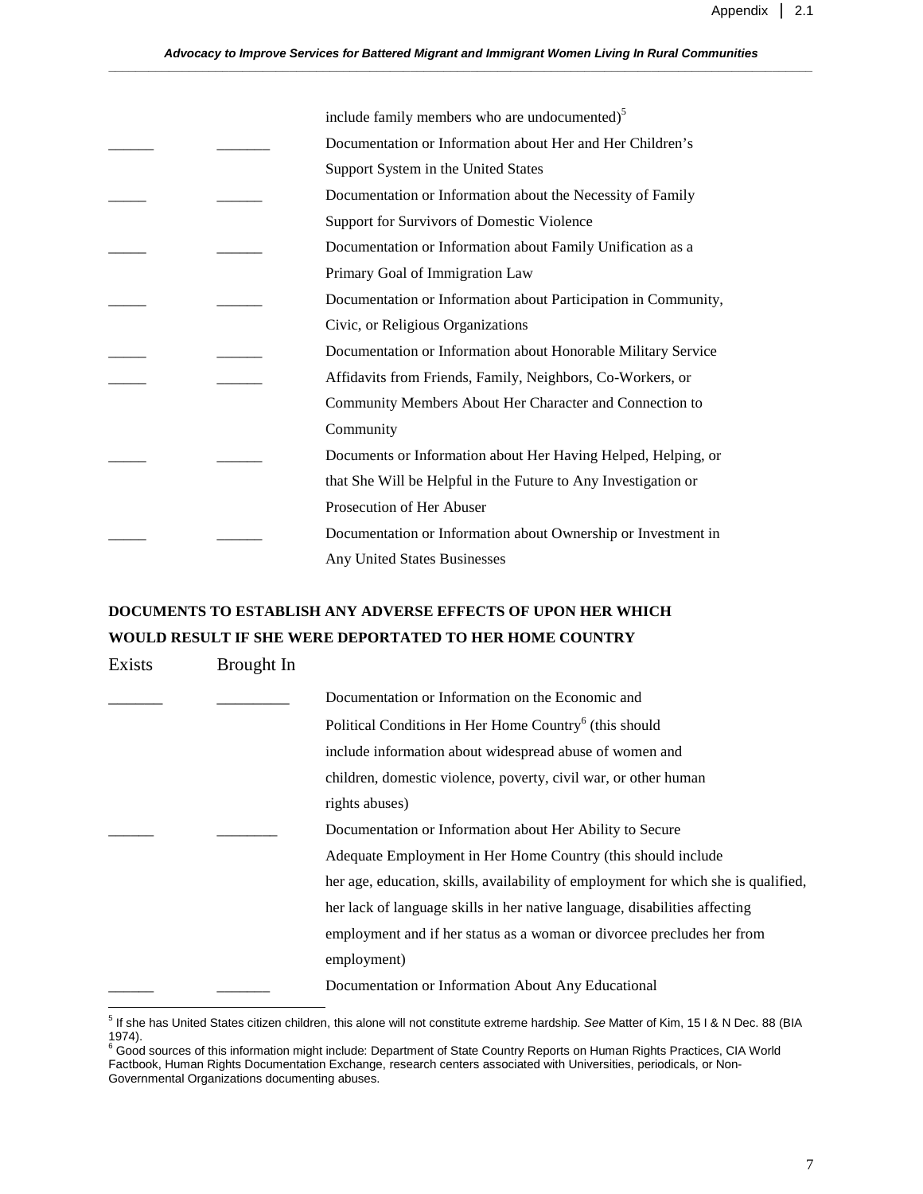include family members who are undocumented)[5]

| Exists | Brought In | |
|---|---|---|
| ______ | _______ | Documentation or Information about Her and Her Children's Support System in the United States |
| _____ | ______ | Documentation or Information about the Necessity of Family Support for Survivors of Domestic Violence |
| _____ | ______ | Documentation or Information about Family Unification as a Primary Goal of Immigration Law |
| _____ | ______ | Documentation or Information about Participation in Community, Civic, or Religious Organizations |
| _____ | ______ | Documentation or Information about Honorable Military Service |
| _____ | ______ | Affidavits from Friends, Family, Neighbors, Co-Workers, or Community Members About Her Character and Connection to Community |
| _____ | ______ | Documents or Information about Her Having Helped, Helping, or that She Will be Helpful in the Future to Any Investigation or Prosecution of Her Abuser |
| _____ | ______ | Documentation or Information about Ownership or Investment in Any United States Businesses |

**DOCUMENTS TO ESTABLISH ANY ADVERSE EFFECTS OF UPON HER WHICH WOULD RESULT IF SHE WERE DEPORTATED TO HER HOME COUNTRY**

| Exists | Brought In | |
|---|---|---|
| ______ | ________ | Documentation or Information on the Economic and Political Conditions in Her Home Country[6] (this should include information about widespread abuse of women and children, domestic violence, poverty, civil war, or other human rights abuses) |
| ______ | ________ | Documentation or Information about Her Ability to Secure Adequate Employment in Her Home Country (this should include her age, education, skills, availability of employment for which she is qualified, her lack of language skills in her native language, disabilities affecting employment and if her status as a woman or divorcee precludes her from employment) |
| ______ | _______ | Documentation or Information About Any Educational |

---

[5] If she has United States citizen children, this alone will not constitute extreme hardship. *See* Matter of Kim, 15 I & N Dec. 88 (BIA 1974).

[6] Good sources of this information might include: Department of State Country Reports on Human Rights Practices, CIA World Factbook, Human Rights Documentation Exchange, research centers associated with Universities, periodicals, or Non-Governmental Organizations documenting abuses.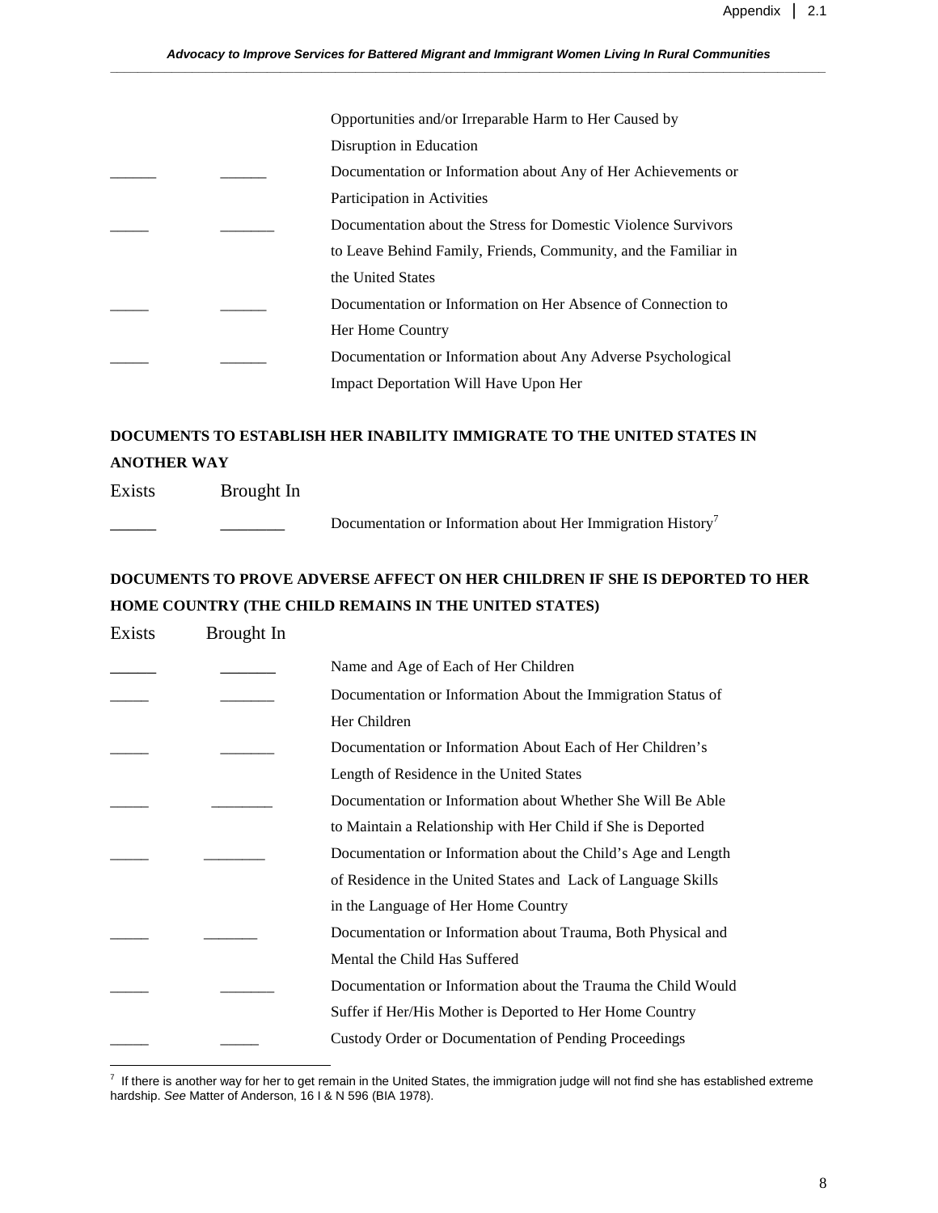| Exists | Brought In | |
|---|---|---|
| | | Opportunities and/or Irreparable Harm to Her Caused by Disruption in Education |
| ______ | ______ | Documentation or Information about Any of Her Achievements or Participation in Activities |
| _____ | _______ | Documentation about the Stress for Domestic Violence Survivors to Leave Behind Family, Friends, Community, and the Familiar in the United States |
| _____ | ______ | Documentation or Information on Her Absence of Connection to Her Home Country |
| _____ | ______ | Documentation or Information about Any Adverse Psychological Impact Deportation Will Have Upon Her |

**DOCUMENTS TO ESTABLISH HER INABILITY IMMIGRATE TO THE UNITED STATES IN ANOTHER WAY**

| Exists | Brought In | |
|---|---|---|
| ______ | ________ | Documentation or Information about Her Immigration History[7] |

**DOCUMENTS TO PROVE ADVERSE AFFECT ON HER CHILDREN IF SHE IS DEPORTED TO HER HOME COUNTRY (THE CHILD REMAINS IN THE UNITED STATES)**

| Exists | Brought In | |
|---|---|---|
| ______ | _______ | Name and Age of Each of Her Children |
| _____ | _______ | Documentation or Information About the Immigration Status of Her Children |
| _____ | _______ | Documentation or Information About Each of Her Children's Length of Residence in the United States |
| _____ | ________ | Documentation or Information about Whether She Will Be Able to Maintain a Relationship with Her Child if She is Deported |
| _____ | ________ | Documentation or Information about the Child's Age and Length of Residence in the United States and Lack of Language Skills in the Language of Her Home Country |
| _____ | _______ | Documentation or Information about Trauma, Both Physical and Mental the Child Has Suffered |
| _____ | _______ | Documentation or Information about the Trauma the Child Would Suffer if Her/His Mother is Deported to Her Home Country |
| _____ | _____ | Custody Order or Documentation of Pending Proceedings |

---

[7] If there is another way for her to get remain in the United States, the immigration judge will not find she has established extreme hardship. *See* Matter of Anderson, 16 I & N 596 (BIA 1978).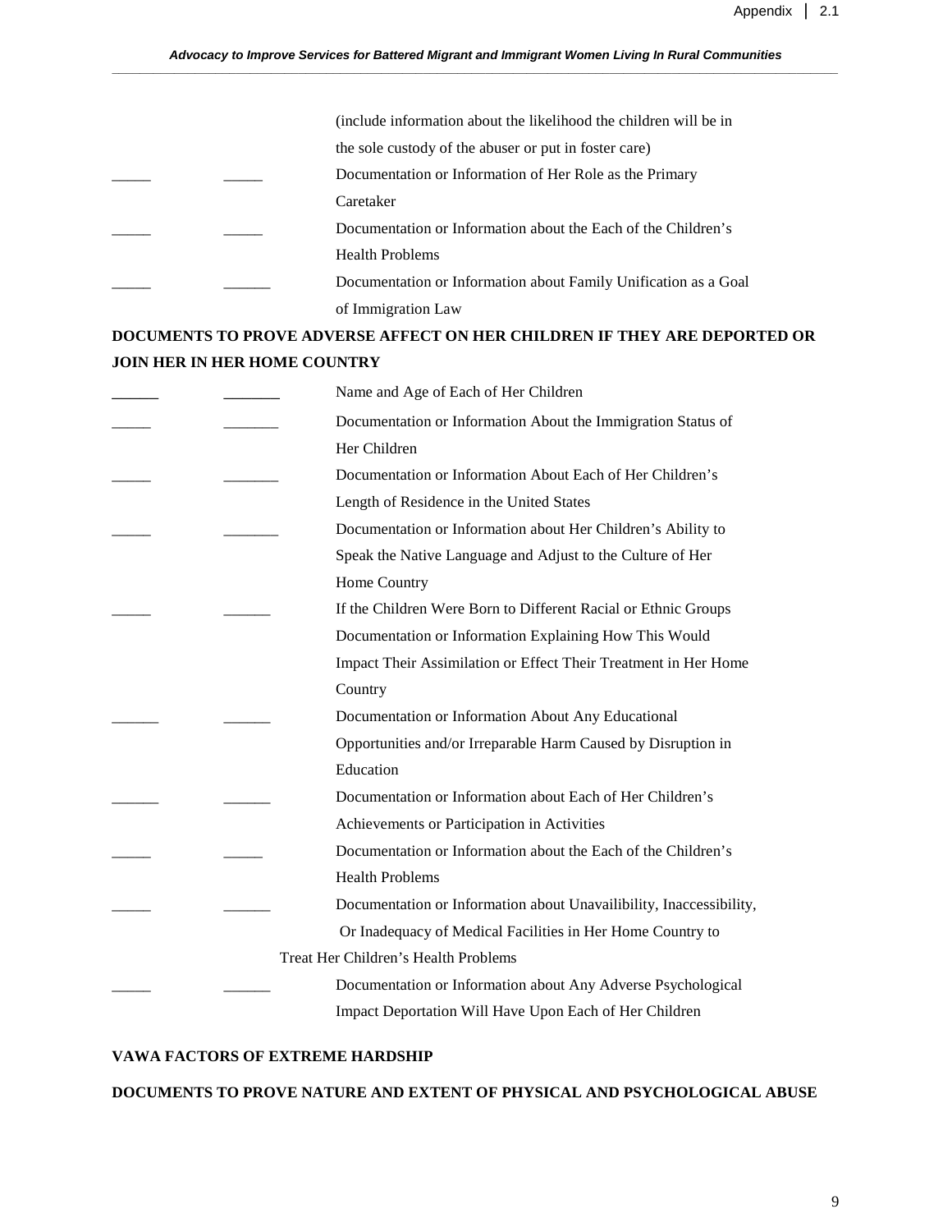(include information about the likelihood the children will be in the sole custody of the abuser or put in foster care)

_____ _____ Documentation or Information of Her Role as the Primary Caretaker

_____ _____ Documentation or Information about the Each of the Children's Health Problems

_____ ______ Documentation or Information about Family Unification as a Goal of Immigration Law

**DOCUMENTS TO PROVE ADVERSE AFFECT ON HER CHILDREN IF THEY ARE DEPORTED OR JOIN HER IN HER HOME COUNTRY**

______ _______ Name and Age of Each of Her Children

_____ _______ Documentation or Information About the Immigration Status of Her Children

_____ _______ Documentation or Information About Each of Her Children's Length of Residence in the United States

_____ _______ Documentation or Information about Her Children's Ability to Speak the Native Language and Adjust to the Culture of Her Home Country

_____ ______ If the Children Were Born to Different Racial or Ethnic Groups Documentation or Information Explaining How This Would Impact Their Assimilation or Effect Their Treatment in Her Home Country

______ ______ Documentation or Information About Any Educational Opportunities and/or Irreparable Harm Caused by Disruption in Education

______ ______ Documentation or Information about Each of Her Children's Achievements or Participation in Activities

_____ _____ Documentation or Information about the Each of the Children's Health Problems

_____ ______ Documentation or Information about Unavailibility, Inaccessibility, Or Inadequacy of Medical Facilities in Her Home Country to Treat Her Children's Health Problems

_____ ______ Documentation or Information about Any Adverse Psychological Impact Deportation Will Have Upon Each of Her Children

**VAWA FACTORS OF EXTREME HARDSHIP**

**DOCUMENTS TO PROVE NATURE AND EXTENT OF PHYSICAL AND PSYCHOLOGICAL ABUSE**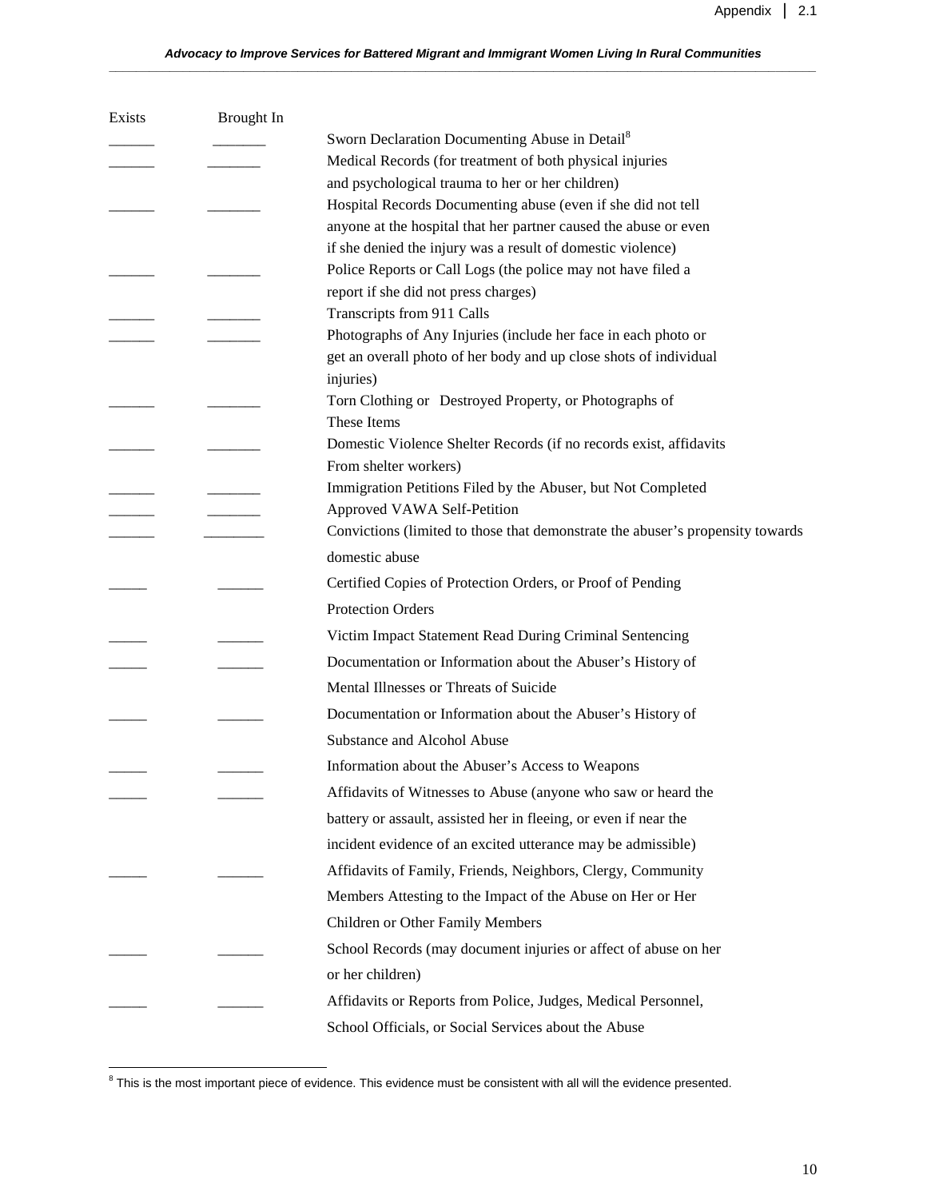| Exists | Brought In | |
|---|---|---|
| ______ | _______ | Sworn Declaration Documenting Abuse in Detail[8] |
| ______ | _______ | Medical Records (for treatment of both physical injuries and psychological trauma to her or her children) |
| ______ | _______ | Hospital Records Documenting abuse (even if she did not tell anyone at the hospital that her partner caused the abuse or even if she denied the injury was a result of domestic violence) |
| ______ | _______ | Police Reports or Call Logs (the police may not have filed a report if she did not press charges) |
| ______ | _______ | Transcripts from 911 Calls |
| ______ | _______ | Photographs of Any Injuries (include her face in each photo or get an overall photo of her body and up close shots of individual injuries) |
| ______ | _______ | Torn Clothing or Destroyed Property, or Photographs of These Items |
| ______ | _______ | Domestic Violence Shelter Records (if no records exist, affidavits From shelter workers) |
| ______ | _______ | Immigration Petitions Filed by the Abuser, but Not Completed |
| ______ | _______ | Approved VAWA Self-Petition |
| ______ | ________ | Convictions (limited to those that demonstrate the abuser's propensity towards domestic abuse |
| _____ | ______ | Certified Copies of Protection Orders, or Proof of Pending Protection Orders |
| _____ | ______ | Victim Impact Statement Read During Criminal Sentencing |
| _____ | ______ | Documentation or Information about the Abuser's History of Mental Illnesses or Threats of Suicide |
| _____ | ______ | Documentation or Information about the Abuser's History of Substance and Alcohol Abuse |
| _____ | ______ | Information about the Abuser's Access to Weapons |
| _____ | ______ | Affidavits of Witnesses to Abuse (anyone who saw or heard the battery or assault, assisted her in fleeing, or even if near the incident evidence of an excited utterance may be admissible) |
| _____ | ______ | Affidavits of Family, Friends, Neighbors, Clergy, Community Members Attesting to the Impact of the Abuse on Her or Her Children or Other Family Members |
| _____ | ______ | School Records (may document injuries or affect of abuse on her or her children) |
| _____ | ______ | Affidavits or Reports from Police, Judges, Medical Personnel, School Officials, or Social Services about the Abuse |

[8] This is the most important piece of evidence. This evidence must be consistent with all will the evidence presented.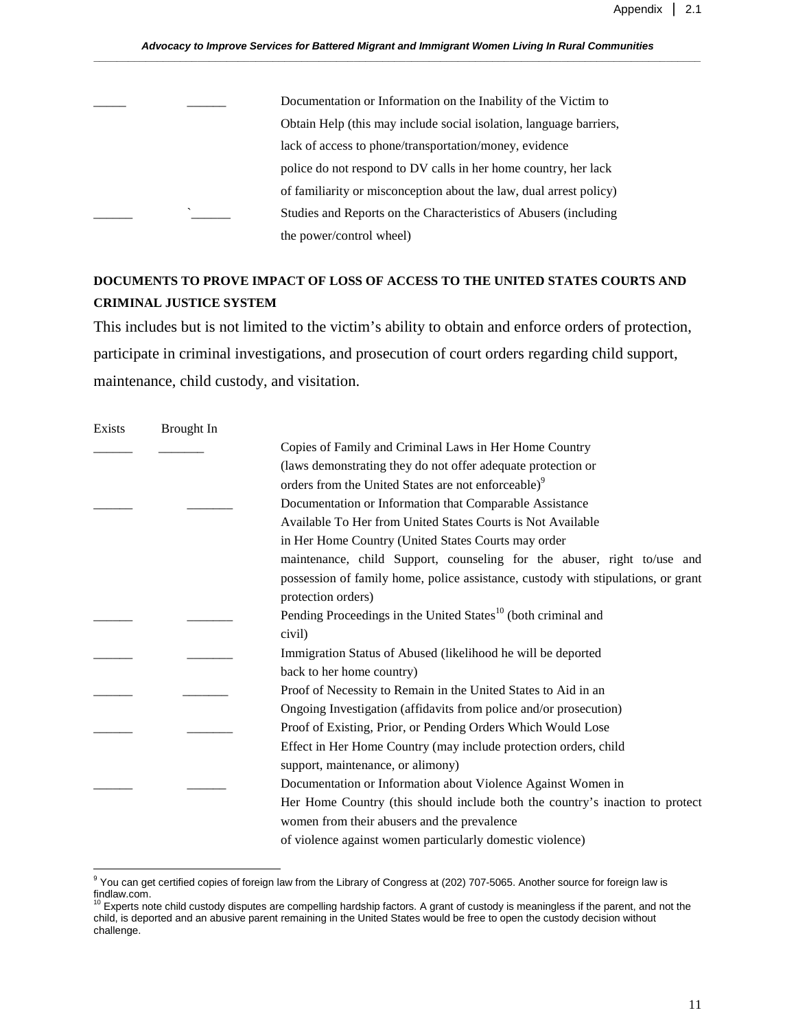| | | |
|---|---|---|
| _____ | ______ | Documentation or Information on the Inability of the Victim to Obtain Help (this may include social isolation, language barriers, lack of access to phone/transportation/money, evidence police do not respond to DV calls in her home country, her lack of familiarity or misconception about the law, dual arrest policy) |
| ______ | `______ | Studies and Reports on the Characteristics of Abusers (including the power/control wheel) |

**DOCUMENTS TO PROVE IMPACT OF LOSS OF ACCESS TO THE UNITED STATES COURTS AND CRIMINAL JUSTICE SYSTEM**

This includes but is not limited to the victim's ability to obtain and enforce orders of protection, participate in criminal investigations, and prosecution of court orders regarding child support, maintenance, child custody, and visitation.

| Exists | Brought In | |
|---|---|---|
| ______ | _______ | Copies of Family and Criminal Laws in Her Home Country (laws demonstrating they do not offer adequate protection or orders from the United States are not enforceable)[9] |
| ______ | _______ | Documentation or Information that Comparable Assistance Available To Her from United States Courts is Not Available in Her Home Country (United States Courts may order maintenance, child Support, counseling for the abuser, right to/use and possession of family home, police assistance, custody with stipulations, or grant protection orders) |
| ______ | _______ | Pending Proceedings in the United States[10] (both criminal and civil) |
| ______ | _______ | Immigration Status of Abused (likelihood he will be deported back to her home country) |
| ______ | _______ | Proof of Necessity to Remain in the United States to Aid in an Ongoing Investigation (affidavits from police and/or prosecution) |
| ______ | _______ | Proof of Existing, Prior, or Pending Orders Which Would Lose Effect in Her Home Country (may include protection orders, child support, maintenance, or alimony) |
| ______ | ______ | Documentation or Information about Violence Against Women in Her Home Country (this should include both the country's inaction to protect women from their abusers and the prevalence of violence against women particularly domestic violence) |

---

[9] You can get certified copies of foreign law from the Library of Congress at (202) 707-5065. Another source for foreign law is findlaw.com.

[10] Experts note child custody disputes are compelling hardship factors. A grant of custody is meaningless if the parent, and not the child, is deported and an abusive parent remaining in the United States would be free to open the custody decision without challenge.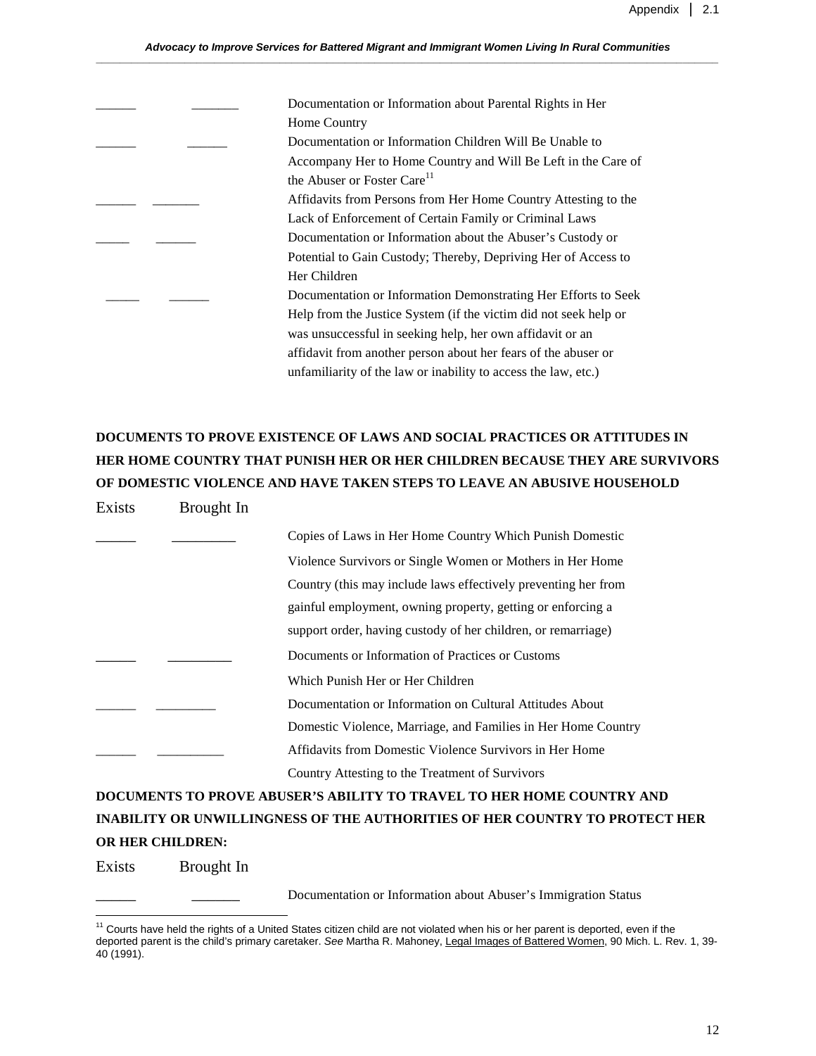| Exists | Brought In | |
|---|---|---|
| ______ | _______ | Documentation or Information about Parental Rights in Her Home Country |
| ______ | ______ | Documentation or Information Children Will Be Unable to Accompany Her to Home Country and Will Be Left in the Care of the Abuser or Foster Care[11] |
| ______ | _______ | Affidavits from Persons from Her Home Country Attesting to the Lack of Enforcement of Certain Family or Criminal Laws |
| _____ | ______ | Documentation or Information about the Abuser's Custody or Potential to Gain Custody; Thereby, Depriving Her of Access to Her Children |
| _____ | ______ | Documentation or Information Demonstrating Her Efforts to Seek Help from the Justice System (if the victim did not seek help or was unsuccessful in seeking help, her own affidavit or an affidavit from another person about her fears of the abuser or unfamiliarity of the law or inability to access the law, etc.) |

**DOCUMENTS TO PROVE EXISTENCE OF LAWS AND SOCIAL PRACTICES OR ATTITUDES IN HER HOME COUNTRY THAT PUNISH HER OR HER CHILDREN BECAUSE THEY ARE SURVIVORS OF DOMESTIC VIOLENCE AND HAVE TAKEN STEPS TO LEAVE AN ABUSIVE HOUSEHOLD**

| Exists | Brought In | |
|---|---|---|
| ______ | _________ | Copies of Laws in Her Home Country Which Punish Domestic Violence Survivors or Single Women or Mothers in Her Home Country (this may include laws effectively preventing her from gainful employment, owning property, getting or enforcing a support order, having custody of her children, or remarriage) |
| ______ | _________ | Documents or Information of Practices or Customs Which Punish Her or Her Children |
| ______ | _________ | Documentation or Information on Cultural Attitudes About Domestic Violence, Marriage, and Families in Her Home Country |
| ______ | __________ | Affidavits from Domestic Violence Survivors in Her Home Country Attesting to the Treatment of Survivors |

**DOCUMENTS TO PROVE ABUSER'S ABILITY TO TRAVEL TO HER HOME COUNTRY AND INABILITY OR UNWILLINGNESS OF THE AUTHORITIES OF HER COUNTRY TO PROTECT HER OR HER CHILDREN:**

| Exists | Brought In | |
|---|---|---|
| ______ | _______ | Documentation or Information about Abuser's Immigration Status |

[11] Courts have held the rights of a United States citizen child are not violated when his or her parent is deported, even if the deported parent is the child's primary caretaker. *See* Martha R. Mahoney, Legal Images of Battered Women, 90 Mich. L. Rev. 1, 39-40 (1991).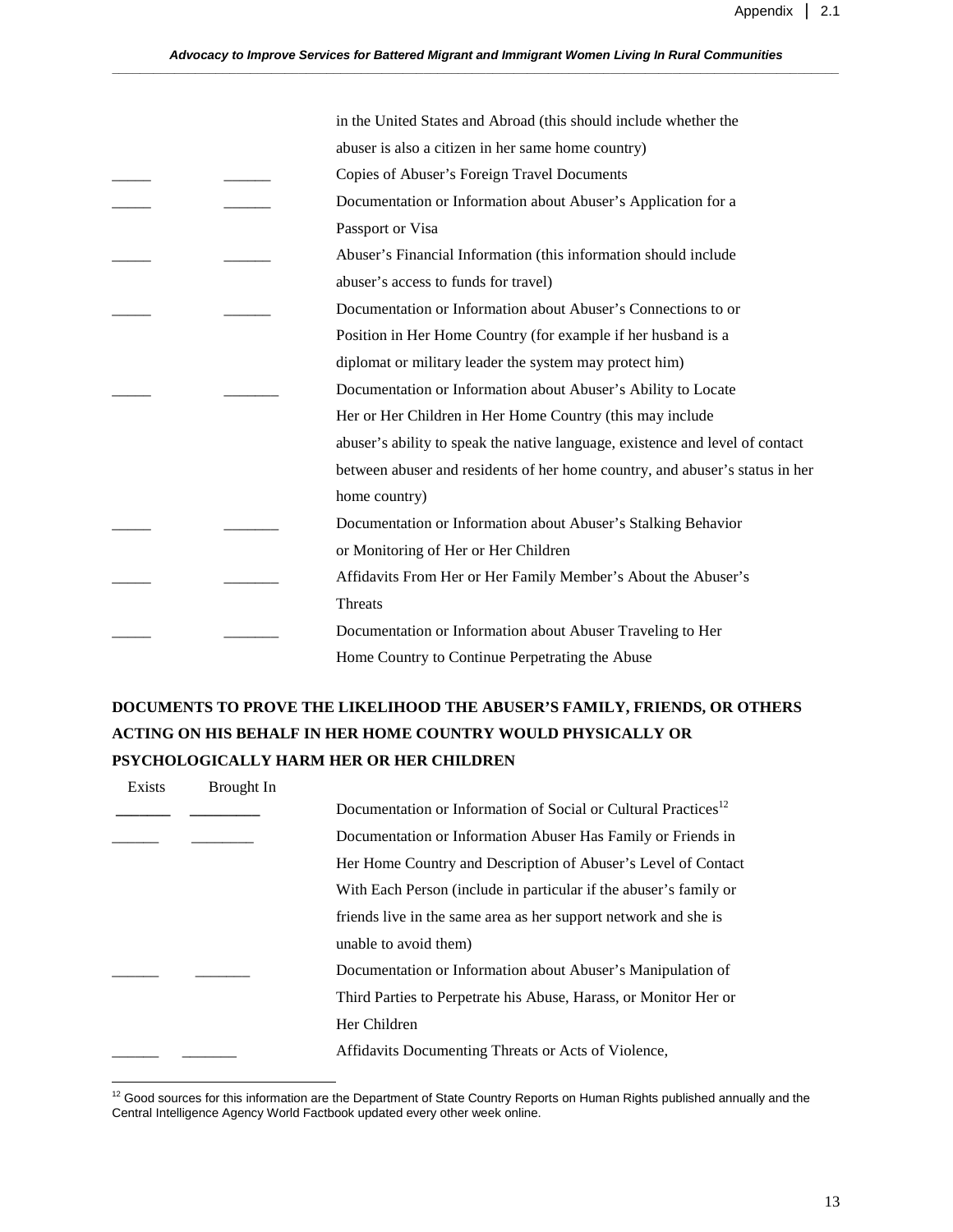in the United States and Abroad (this should include whether the abuser is also a citizen in her same home country)

| | | |
|---|---|---|
| _____ | ______ | Copies of Abuser's Foreign Travel Documents |
| _____ | ______ | Documentation or Information about Abuser's Application for a Passport or Visa |
| _____ | ______ | Abuser's Financial Information (this information should include abuser's access to funds for travel) |
| _____ | ______ | Documentation or Information about Abuser's Connections to or Position in Her Home Country (for example if her husband is a diplomat or military leader the system may protect him) |
| _____ | _______ | Documentation or Information about Abuser's Ability to Locate Her or Her Children in Her Home Country (this may include abuser's ability to speak the native language, existence and level of contact between abuser and residents of her home country, and abuser's status in her home country) |
| _____ | _______ | Documentation or Information about Abuser's Stalking Behavior or Monitoring of Her or Her Children |
| _____ | _______ | Affidavits From Her or Her Family Member's About the Abuser's Threats |
| _____ | _______ | Documentation or Information about Abuser Traveling to Her Home Country to Continue Perpetrating the Abuse |

**DOCUMENTS TO PROVE THE LIKELIHOOD THE ABUSER'S FAMILY, FRIENDS, OR OTHERS ACTING ON HIS BEHALF IN HER HOME COUNTRY WOULD PHYSICALLY OR PSYCHOLOGICALLY HARM HER OR HER CHILDREN**

| Exists | Brought In | |
|---|---|---|
| ______ | ________ | Documentation or Information of Social or Cultural Practices[12] |
| ______ | ________ | Documentation or Information Abuser Has Family or Friends in Her Home Country and Description of Abuser's Level of Contact With Each Person (include in particular if the abuser's family or friends live in the same area as her support network and she is unable to avoid them) |
| ______ | _______ | Documentation or Information about Abuser's Manipulation of Third Parties to Perpetrate his Abuse, Harass, or Monitor Her or Her Children |
| ______ | _______ | Affidavits Documenting Threats or Acts of Violence, |

[12] Good sources for this information are the Department of State Country Reports on Human Rights published annually and the Central Intelligence Agency World Factbook updated every other week online.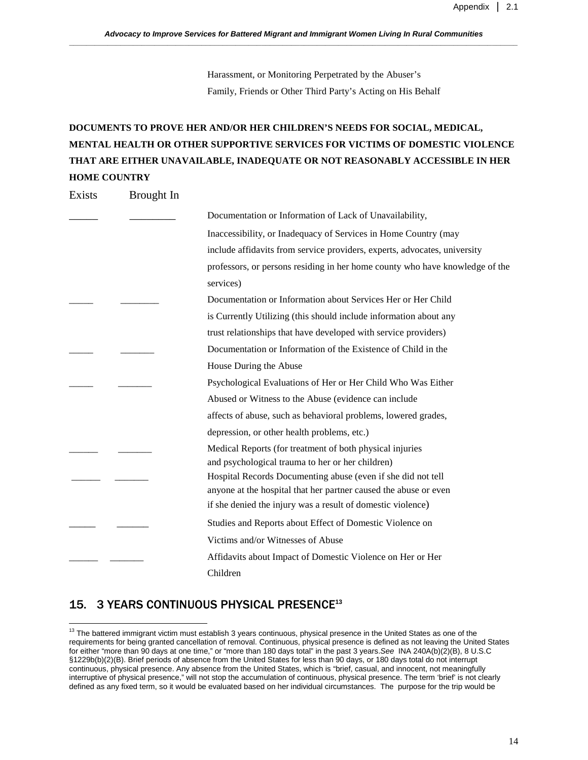Harassment, or Monitoring Perpetrated by the Abuser's Family, Friends or Other Third Party's Acting on His Behalf

**DOCUMENTS TO PROVE HER AND/OR HER CHILDREN'S NEEDS FOR SOCIAL, MEDICAL, MENTAL HEALTH OR OTHER SUPPORTIVE SERVICES FOR VICTIMS OF DOMESTIC VIOLENCE THAT ARE EITHER UNAVAILABLE, INADEQUATE OR NOT REASONABLY ACCESSIBLE IN HER HOME COUNTRY**

| Exists | Brought In | |
|---|---|---|
| _____ | ________ | Documentation or Information of Lack of Unavailability, Inaccessibility, or Inadequacy of Services in Home Country (may include affidavits from service providers, experts, advocates, university professors, or persons residing in her home county who have knowledge of the services) |
| _____ | ________ | Documentation or Information about Services Her or Her Child is Currently Utilizing (this should include information about any trust relationships that have developed with service providers) |
| _____ | _______ | Documentation or Information of the Existence of Child in the House During the Abuse |
| _____ | _______ | Psychological Evaluations of Her or Her Child Who Was Either Abused or Witness to the Abuse (evidence can include affects of abuse, such as behavioral problems, lowered grades, depression, or other health problems, etc.) |
| ______ | _______ | Medical Reports (for treatment of both physical injuries and psychological trauma to her or her children) |
| ______ | _______ | Hospital Records Documenting abuse (even if she did not tell anyone at the hospital that her partner caused the abuse or even if she denied the injury was a result of domestic violence) |
| _____ | ______ | Studies and Reports about Effect of Domestic Violence on Victims and/or Witnesses of Abuse |
| ______ | _______ | Affidavits about Impact of Domestic Violence on Her or Her Children |

## 15. 3 YEARS CONTINUOUS PHYSICAL PRESENCE[13]

[13] The battered immigrant victim must establish 3 years continuous, physical presence in the United States as one of the requirements for being granted cancellation of removal. Continuous, physical presence is defined as not leaving the United States for either "more than 90 days at one time," or "more than 180 days total" in the past 3 years.*See* INA 240A(b)(2)(B), 8 U.S.C §1229b(b)(2)(B). Brief periods of absence from the United States for less than 90 days, or 180 days total do not interrupt continuous, physical presence. Any absence from the United States, which is "brief, casual, and innocent, not meaningfully interruptive of physical presence," will not stop the accumulation of continuous, physical presence. The term 'brief' is not clearly defined as any fixed term, so it would be evaluated based on her individual circumstances. The purpose for the trip would be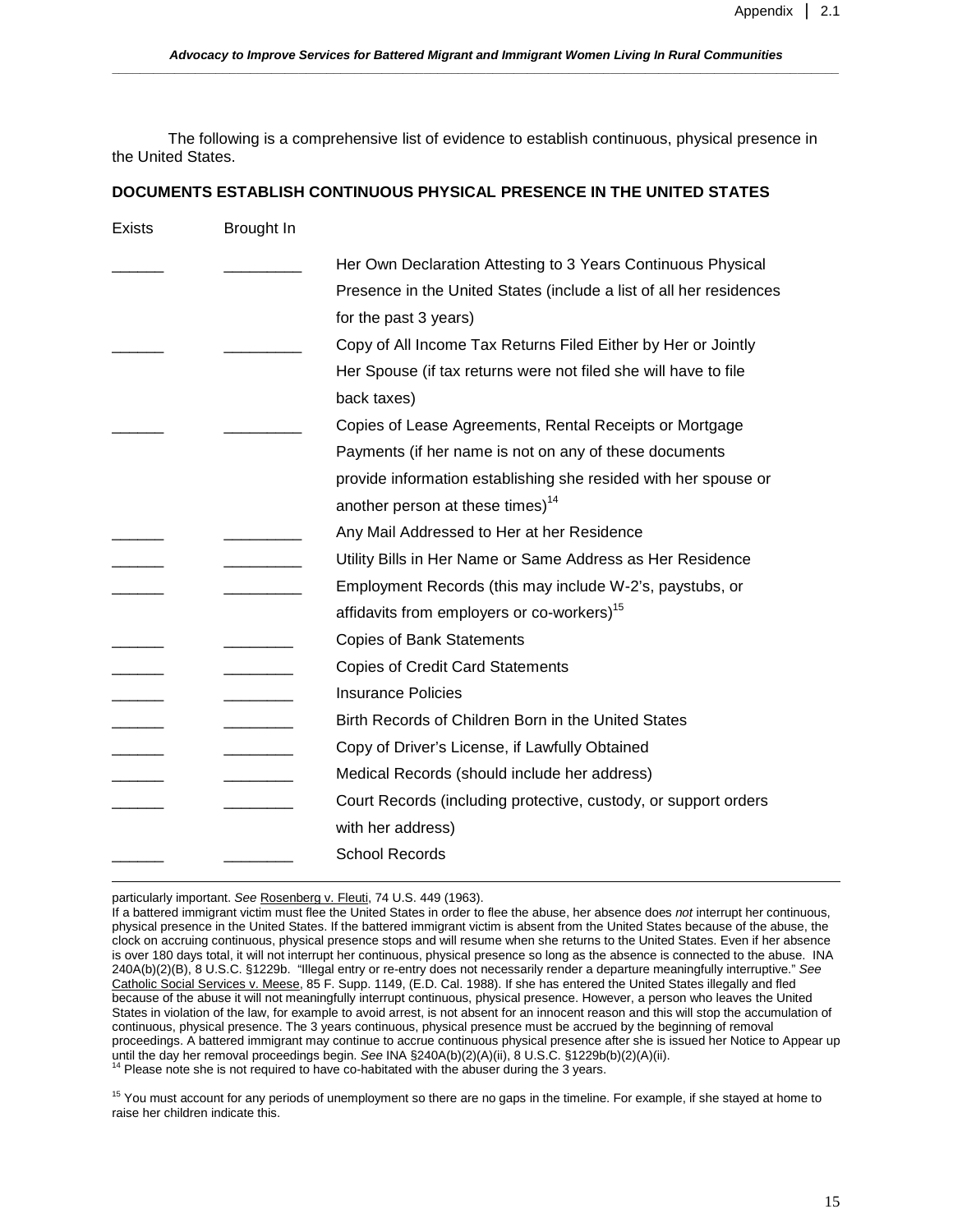The following is a comprehensive list of evidence to establish continuous, physical presence in the United States.

**DOCUMENTS ESTABLISH CONTINUOUS PHYSICAL PRESENCE IN THE UNITED STATES**

| Exists | Brought In | |
|---|---|---|
| ______ | _________ | Her Own Declaration Attesting to 3 Years Continuous Physical Presence in the United States (include a list of all her residences for the past 3 years) |
| ______ | _________ | Copy of All Income Tax Returns Filed Either by Her or Jointly Her Spouse (if tax returns were not filed she will have to file back taxes) |
| ______ | _________ | Copies of Lease Agreements, Rental Receipts or Mortgage Payments (if her name is not on any of these documents provide information establishing she resided with her spouse or another person at these times)[14] |
| ______ | _________ | Any Mail Addressed to Her at her Residence |
| ______ | _________ | Utility Bills in Her Name or Same Address as Her Residence |
| ______ | _________ | Employment Records (this may include W-2's, paystubs, or affidavits from employers or co-workers)[15] |
| ______ | ________ | Copies of Bank Statements |
| ______ | ________ | Copies of Credit Card Statements |
| ______ | ________ | Insurance Policies |
| ______ | ________ | Birth Records of Children Born in the United States |
| ______ | ________ | Copy of Driver's License, if Lawfully Obtained |
| ______ | ________ | Medical Records (should include her address) |
| ______ | ________ | Court Records (including protective, custody, or support orders with her address) |
| ______ | ________ | School Records |

---

particularly important. *See* Rosenberg v. Fleuti, 74 U.S. 449 (1963).

If a battered immigrant victim must flee the United States in order to flee the abuse, her absence does *not* interrupt her continuous, physical presence in the United States. If the battered immigrant victim is absent from the United States because of the abuse, the clock on accruing continuous, physical presence stops and will resume when she returns to the United States. Even if her absence is over 180 days total, it will not interrupt her continuous, physical presence so long as the absence is connected to the abuse. INA 240A(b)(2)(B), 8 U.S.C. §1229b. "Illegal entry or re-entry does not necessarily render a departure meaningfully interruptive." *See* Catholic Social Services v. Meese, 85 F. Supp. 1149, (E.D. Cal. 1988). If she has entered the United States illegally and fled because of the abuse it will not meaningfully interrupt continuous, physical presence. However, a person who leaves the United States in violation of the law, for example to avoid arrest, is not absent for an innocent reason and this will stop the accumulation of continuous, physical presence. The 3 years continuous, physical presence must be accrued by the beginning of removal proceedings. A battered immigrant may continue to accrue continuous physical presence after she is issued her Notice to Appear up until the day her removal proceedings begin. *See* INA §240A(b)(2)(A)(ii), 8 U.S.C. §1229b(b)(2)(A)(ii).

[14] Please note she is not required to have co-habitated with the abuser during the 3 years.

[15] You must account for any periods of unemployment so there are no gaps in the timeline. For example, if she stayed at home to raise her children indicate this.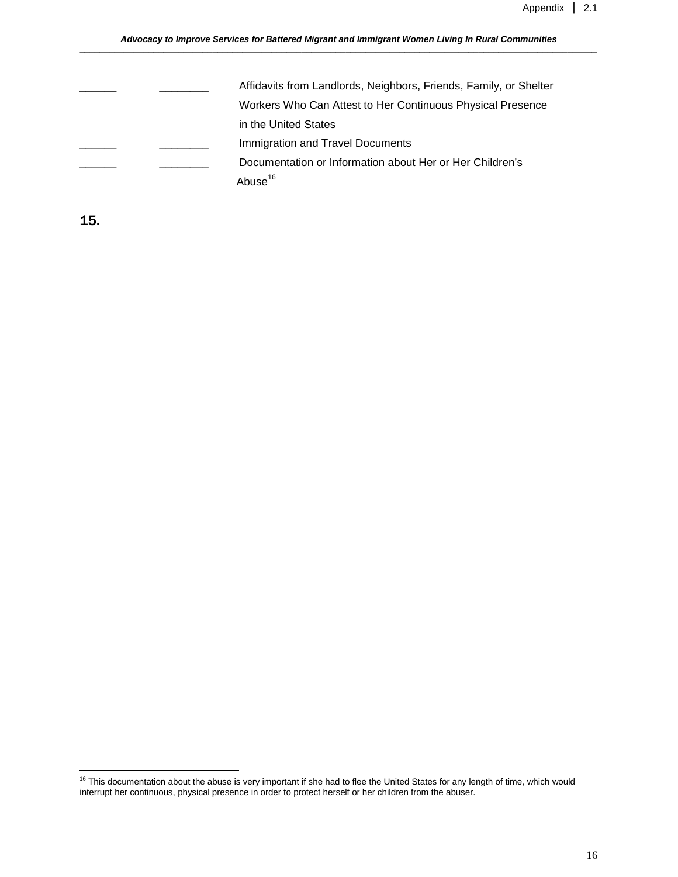| | | |
|---|---|---|
| ______ | ________ | Affidavits from Landlords, Neighbors, Friends, Family, or Shelter Workers Who Can Attest to Her Continuous Physical Presence in the United States |
| ______ | ________ | Immigration and Travel Documents |
| ______ | ________ | Documentation or Information about Her or Her Children's Abuse[16] |

**15.**

[16] This documentation about the abuse is very important if she had to flee the United States for any length of time, which would interrupt her continuous, physical presence in order to protect herself or her children from the abuser.